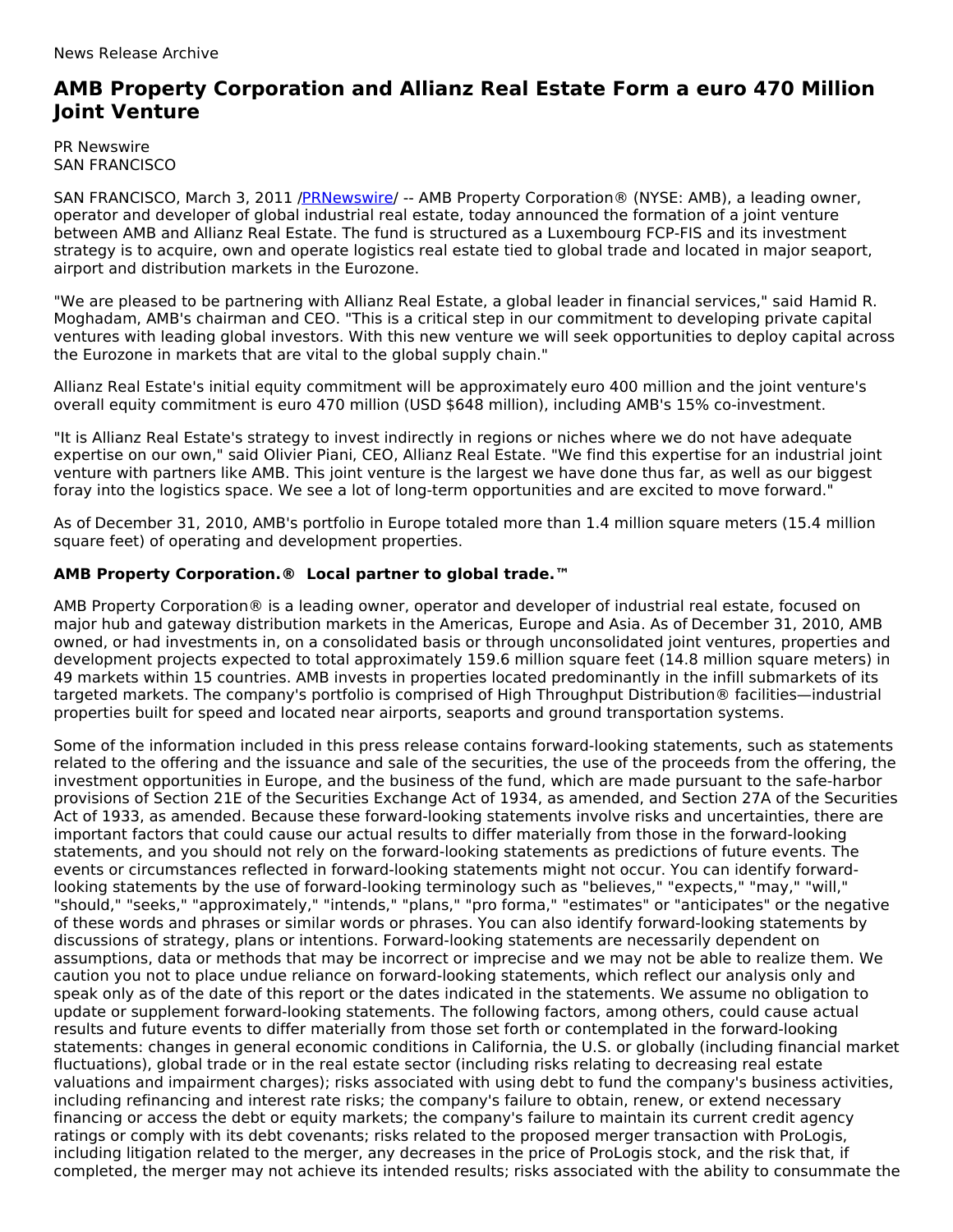News Release Archive

# AMB Property Corporation and Allianz Real Estate Form a euro 470 Million Joint Venture

PR Newswire
SAN FRANCISCO

SAN FRANCISCO, March 3, 2011 /PRNewswire/ -- AMB Property Corporation® (NYSE: AMB), a leading owner, operator and developer of global industrial real estate, today announced the formation of a joint venture between AMB and Allianz Real Estate. The fund is structured as a Luxembourg FCP-FIS and its investment strategy is to acquire, own and operate logistics real estate tied to global trade and located in major seaport, airport and distribution markets in the Eurozone.

"We are pleased to be partnering with Allianz Real Estate, a global leader in financial services," said Hamid R. Moghadam, AMB's chairman and CEO. "This is a critical step in our commitment to developing private capital ventures with leading global investors. With this new venture we will seek opportunities to deploy capital across the Eurozone in markets that are vital to the global supply chain."

Allianz Real Estate's initial equity commitment will be approximately euro 400 million and the joint venture's overall equity commitment is euro 470 million (USD $648 million), including AMB's 15% co-investment.

"It is Allianz Real Estate's strategy to invest indirectly in regions or niches where we do not have adequate expertise on our own," said Olivier Piani, CEO, Allianz Real Estate. "We find this expertise for an industrial joint venture with partners like AMB. This joint venture is the largest we have done thus far, as well as our biggest foray into the logistics space. We see a lot of long-term opportunities and are excited to move forward."

As of December 31, 2010, AMB's portfolio in Europe totaled more than 1.4 million square meters (15.4 million square feet) of operating and development properties.

**AMB Property Corporation.® Local partner to global trade.™**

AMB Property Corporation® is a leading owner, operator and developer of industrial real estate, focused on major hub and gateway distribution markets in the Americas, Europe and Asia. As of December 31, 2010, AMB owned, or had investments in, on a consolidated basis or through unconsolidated joint ventures, properties and development projects expected to total approximately 159.6 million square feet (14.8 million square meters) in 49 markets within 15 countries. AMB invests in properties located predominantly in the infill submarkets of its targeted markets. The company's portfolio is comprised of High Throughput Distribution® facilities—industrial properties built for speed and located near airports, seaports and ground transportation systems.

Some of the information included in this press release contains forward-looking statements, such as statements related to the offering and the issuance and sale of the securities, the use of the proceeds from the offering, the investment opportunities in Europe, and the business of the fund, which are made pursuant to the safe-harbor provisions of Section 21E of the Securities Exchange Act of 1934, as amended, and Section 27A of the Securities Act of 1933, as amended. Because these forward-looking statements involve risks and uncertainties, there are important factors that could cause our actual results to differ materially from those in the forward-looking statements, and you should not rely on the forward-looking statements as predictions of future events. The events or circumstances reflected in forward-looking statements might not occur. You can identify forward-looking statements by the use of forward-looking terminology such as "believes," "expects," "may," "will," "should," "seeks," "approximately," "intends," "plans," "pro forma," "estimates" or "anticipates" or the negative of these words and phrases or similar words or phrases. You can also identify forward-looking statements by discussions of strategy, plans or intentions. Forward-looking statements are necessarily dependent on assumptions, data or methods that may be incorrect or imprecise and we may not be able to realize them. We caution you not to place undue reliance on forward-looking statements, which reflect our analysis only and speak only as of the date of this report or the dates indicated in the statements. We assume no obligation to update or supplement forward-looking statements. The following factors, among others, could cause actual results and future events to differ materially from those set forth or contemplated in the forward-looking statements: changes in general economic conditions in California, the U.S. or globally (including financial market fluctuations), global trade or in the real estate sector (including risks relating to decreasing real estate valuations and impairment charges); risks associated with using debt to fund the company's business activities, including refinancing and interest rate risks; the company's failure to obtain, renew, or extend necessary financing or access the debt or equity markets; the company's failure to maintain its current credit agency ratings or comply with its debt covenants; risks related to the proposed merger transaction with ProLogis, including litigation related to the merger, any decreases in the price of ProLogis stock, and the risk that, if completed, the merger may not achieve its intended results; risks associated with the ability to consummate the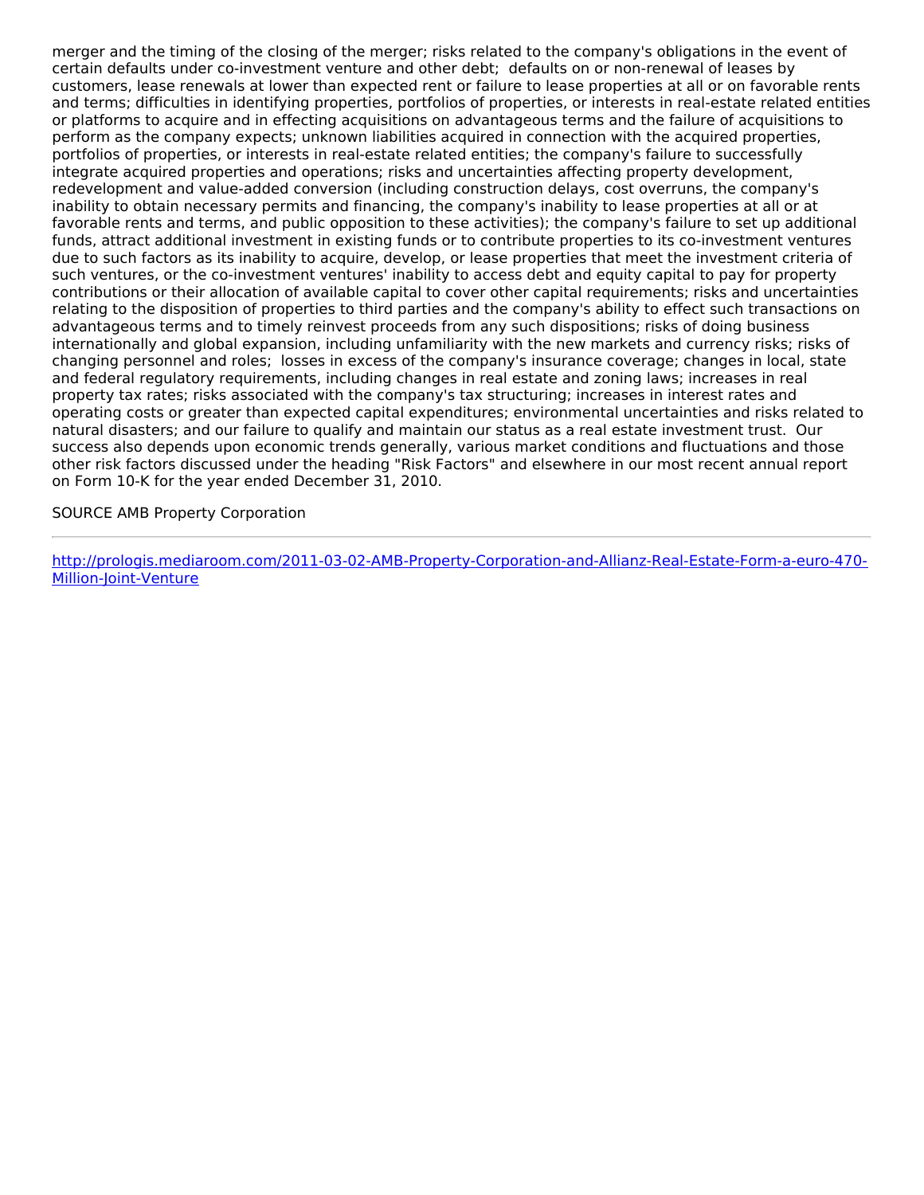merger and the timing of the closing of the merger; risks related to the company's obligations in the event of certain defaults under co-investment venture and other debt;  defaults on or non-renewal of leases by customers, lease renewals at lower than expected rent or failure to lease properties at all or on favorable rents and terms; difficulties in identifying properties, portfolios of properties, or interests in real-estate related entities or platforms to acquire and in effecting acquisitions on advantageous terms and the failure of acquisitions to perform as the company expects; unknown liabilities acquired in connection with the acquired properties, portfolios of properties, or interests in real-estate related entities; the company's failure to successfully integrate acquired properties and operations; risks and uncertainties affecting property development, redevelopment and value-added conversion (including construction delays, cost overruns, the company's inability to obtain necessary permits and financing, the company's inability to lease properties at all or at favorable rents and terms, and public opposition to these activities); the company's failure to set up additional funds, attract additional investment in existing funds or to contribute properties to its co-investment ventures due to such factors as its inability to acquire, develop, or lease properties that meet the investment criteria of such ventures, or the co-investment ventures' inability to access debt and equity capital to pay for property contributions or their allocation of available capital to cover other capital requirements; risks and uncertainties relating to the disposition of properties to third parties and the company's ability to effect such transactions on advantageous terms and to timely reinvest proceeds from any such dispositions; risks of doing business internationally and global expansion, including unfamiliarity with the new markets and currency risks; risks of changing personnel and roles;  losses in excess of the company's insurance coverage; changes in local, state and federal regulatory requirements, including changes in real estate and zoning laws; increases in real property tax rates; risks associated with the company's tax structuring; increases in interest rates and operating costs or greater than expected capital expenditures; environmental uncertainties and risks related to natural disasters; and our failure to qualify and maintain our status as a real estate investment trust.  Our success also depends upon economic trends generally, various market conditions and fluctuations and those other risk factors discussed under the heading "Risk Factors" and elsewhere in our most recent annual report on Form 10-K for the year ended December 31, 2010.

SOURCE AMB Property Corporation

---

http://prologis.mediaroom.com/2011-03-02-AMB-Property-Corporation-and-Allianz-Real-Estate-Form-a-euro-470-Million-Joint-Venture